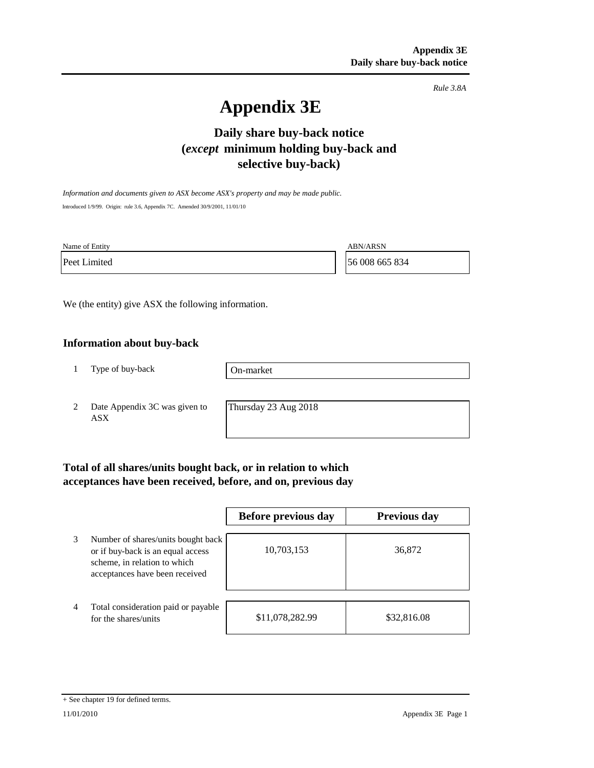*Rule 3.8A*

# Appendix 3E

## Daily share buy-back notice (*except* minimum holding buy-back and selective buy-back)

*Information and documents given to ASX become ASX's property and may be made public.*

Introduced 1/9/99. Origin: rule 3.6, Appendix 7C. Amended 30/9/2001, 11/01/10

| Name of Entity | ABN/ARSN |
|---|---|
| Peet Limited | 56 008 665 834 |

We (the entity) give ASX the following information.

### Information about buy-back

| | | |
|---|---|---|
| 1 | Type of buy-back | On-market |
| 2 | Date Appendix 3C was given to ASX | Thursday 23 Aug 2018 |

### Total of all shares/units bought back, or in relation to which acceptances have been received, before, and on, previous day

| | | Before previous day | Previous day |
|---|---|---|---|
| 3 | Number of shares/units bought back or if buy-back is an equal access scheme, in relation to which acceptances have been received | 10,703,153 | 36,872 |
| 4 | Total consideration paid or payable for the shares/units | $11,078,282.99 | $32,816.08 |

+ See chapter 19 for defined terms.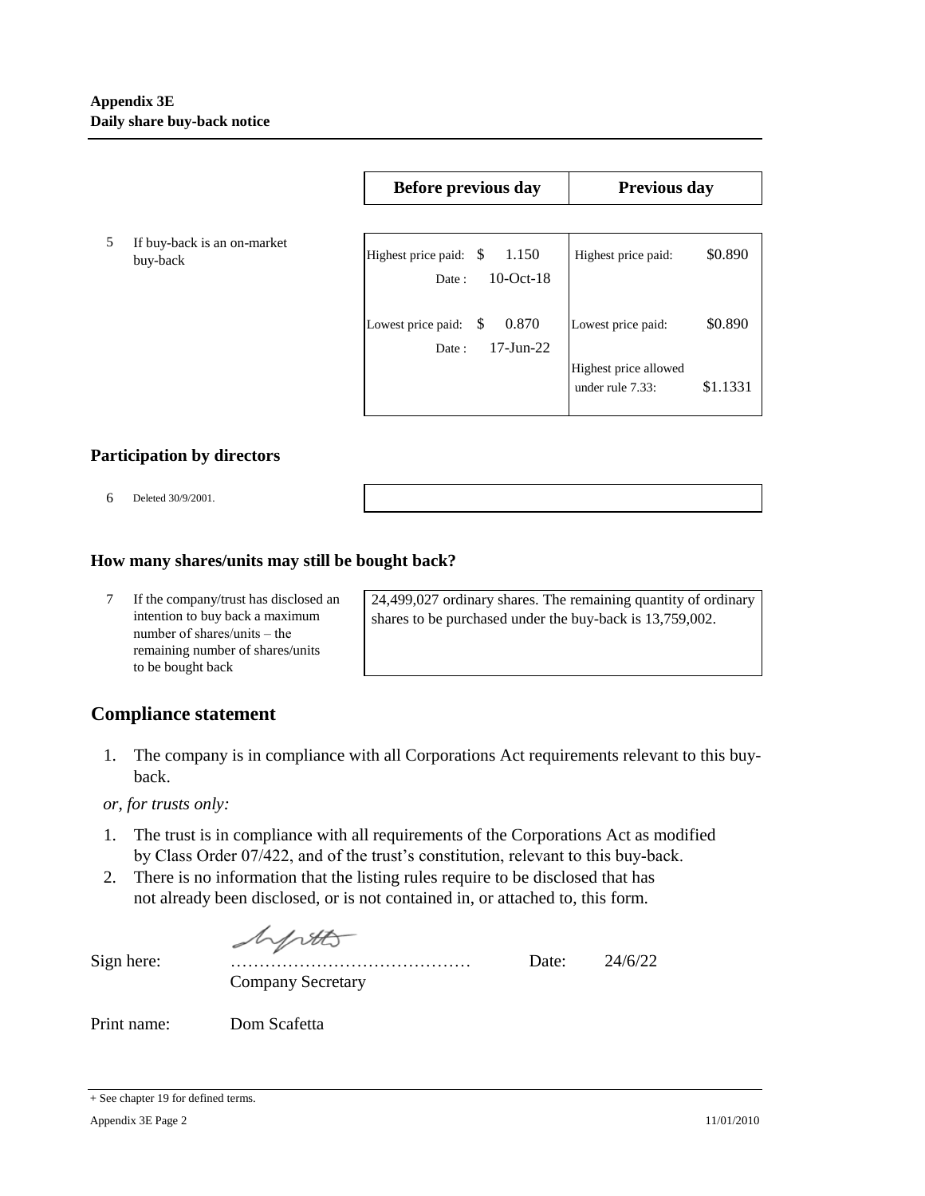**Appendix 3E**
**Daily share buy-back notice**

| | Before previous day | Previous day |
|---|---|---|
| 5 If buy-back is an on-market buy-back | Highest price paid: $ 1.150<br>Date : 10-Oct-18<br><br>Lowest price paid: $ 0.870<br>Date : 17-Jun-22 | Highest price paid: $0.890<br><br>Lowest price paid: $0.890<br><br>Highest price allowed under rule 7.33: $1.1331 |

## Participation by directors

| | |
|---|---|
| 6 Deleted 30/9/2001. | |

## How many shares/units may still be bought back?

| | |
|---|---|
| 7 If the company/trust has disclosed an intention to buy back a maximum number of shares/units – the remaining number of shares/units to be bought back | 24,499,027 ordinary shares. The remaining quantity of ordinary shares to be purchased under the buy-back is 13,759,002. |

## Compliance statement

1. The company is in compliance with all Corporations Act requirements relevant to this buy-back.

*or, for trusts only:*

1. The trust is in compliance with all requirements of the Corporations Act as modified by Class Order 07/422, and of the trust's constitution, relevant to this buy-back.
2. There is no information that the listing rules require to be disclosed that has not already been disclosed, or is not contained in, or attached to, this form.

Sign here: ……………………………………  Date: 24/6/22
Company Secretary

Print name: Dom Scafetta

+ See chapter 19 for defined terms.